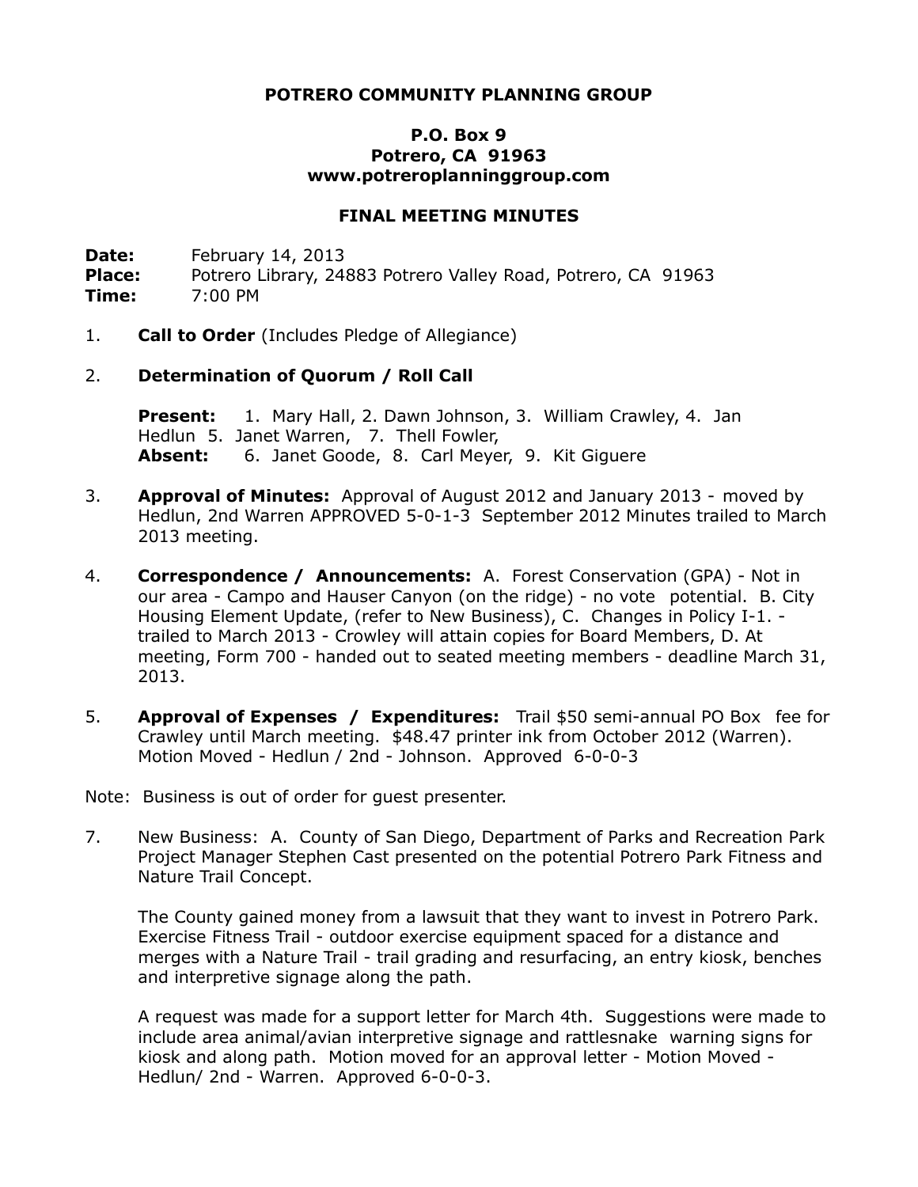**POTRERO COMMUNITY PLANNING GROUP**

**P.O. Box 9**
**Potrero, CA 91963**
**www.potreroplanninggroup.com**

**FINAL MEETING MINUTES**

**Date:** February 14, 2013
**Place:** Potrero Library, 24883 Potrero Valley Road, Potrero, CA 91963
**Time:** 7:00 PM

1. **Call to Order** (Includes Pledge of Allegiance)

2. **Determination of Quorum / Roll Call**

   **Present:** 1. Mary Hall, 2. Dawn Johnson, 3. William Crawley, 4. Jan Hedlun 5. Janet Warren, 7. Thell Fowler,
   **Absent:** 6. Janet Goode, 8. Carl Meyer, 9. Kit Giguere

3. **Approval of Minutes:** Approval of August 2012 and January 2013 - moved by Hedlun, 2nd Warren APPROVED 5-0-1-3 September 2012 Minutes trailed to March 2013 meeting.

4. **Correspondence / Announcements:** A. Forest Conservation (GPA) - Not in our area - Campo and Hauser Canyon (on the ridge) - no vote potential. B. City Housing Element Update, (refer to New Business), C. Changes in Policy I-1. - trailed to March 2013 - Crowley will attain copies for Board Members, D. At meeting, Form 700 - handed out to seated meeting members - deadline March 31, 2013.

5. **Approval of Expenses / Expenditures:** Trail $50 semi-annual PO Box fee for Crawley until March meeting. $48.47 printer ink from October 2012 (Warren). Motion Moved - Hedlun / 2nd - Johnson. Approved 6-0-0-3

Note: Business is out of order for guest presenter.

7. New Business: A. County of San Diego, Department of Parks and Recreation Park Project Manager Stephen Cast presented on the potential Potrero Park Fitness and Nature Trail Concept.

   The County gained money from a lawsuit that they want to invest in Potrero Park. Exercise Fitness Trail - outdoor exercise equipment spaced for a distance and merges with a Nature Trail - trail grading and resurfacing, an entry kiosk, benches and interpretive signage along the path.

   A request was made for a support letter for March 4th. Suggestions were made to include area animal/avian interpretive signage and rattlesnake warning signs for kiosk and along path. Motion moved for an approval letter - Motion Moved - Hedlun/ 2nd - Warren. Approved 6-0-0-3.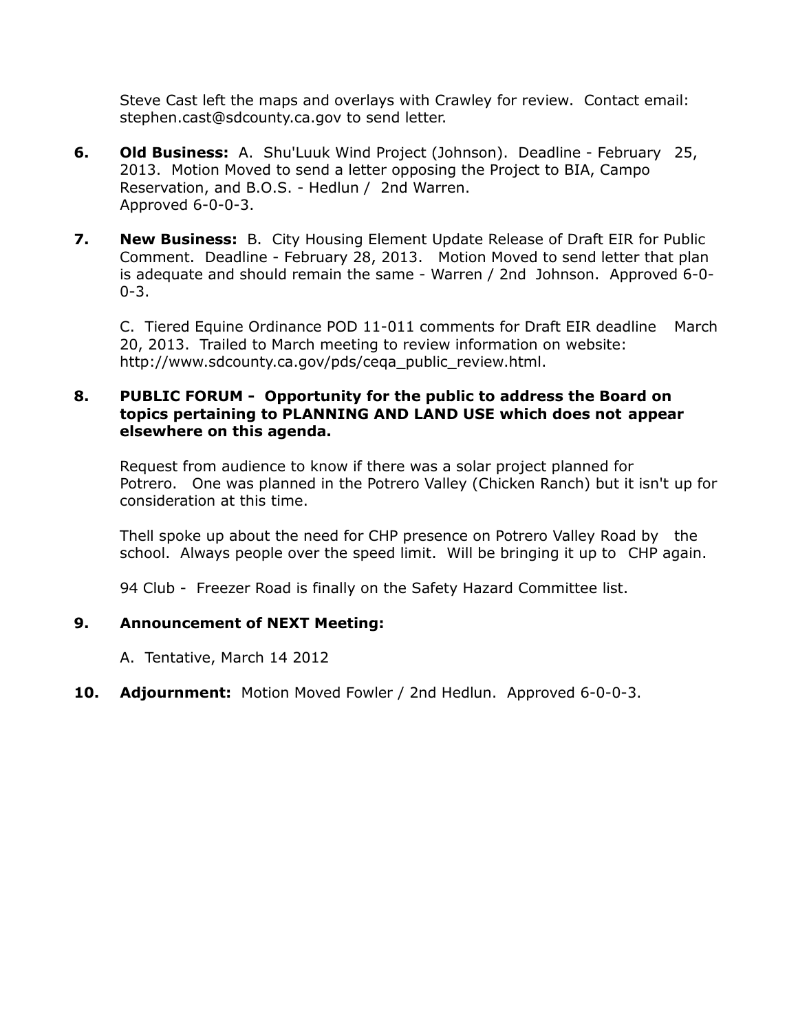Steve Cast left the maps and overlays with Crawley for review. Contact email: stephen.cast@sdcounty.ca.gov to send letter.

6. **Old Business:** A. Shu'Luuk Wind Project (Johnson). Deadline - February 25, 2013. Motion Moved to send a letter opposing the Project to BIA, Campo Reservation, and B.O.S. - Hedlun / 2nd Warren. Approved 6-0-0-3.

7. **New Business:** B. City Housing Element Update Release of Draft EIR for Public Comment. Deadline - February 28, 2013. Motion Moved to send letter that plan is adequate and should remain the same - Warren / 2nd Johnson. Approved 6-0-0-3.

   C. Tiered Equine Ordinance POD 11-011 comments for Draft EIR deadline March 20, 2013. Trailed to March meeting to review information on website: http://www.sdcounty.ca.gov/pds/ceqa_public_review.html.

8. **PUBLIC FORUM - Opportunity for the public to address the Board on topics pertaining to PLANNING AND LAND USE which does not appear elsewhere on this agenda.**

   Request from audience to know if there was a solar project planned for Potrero. One was planned in the Potrero Valley (Chicken Ranch) but it isn't up for consideration at this time.

   Thell spoke up about the need for CHP presence on Potrero Valley Road by the school. Always people over the speed limit. Will be bringing it up to CHP again.

   94 Club - Freezer Road is finally on the Safety Hazard Committee list.

9. **Announcement of NEXT Meeting:**

   A. Tentative, March 14 2012

10. **Adjournment:** Motion Moved Fowler / 2nd Hedlun. Approved 6-0-0-3.